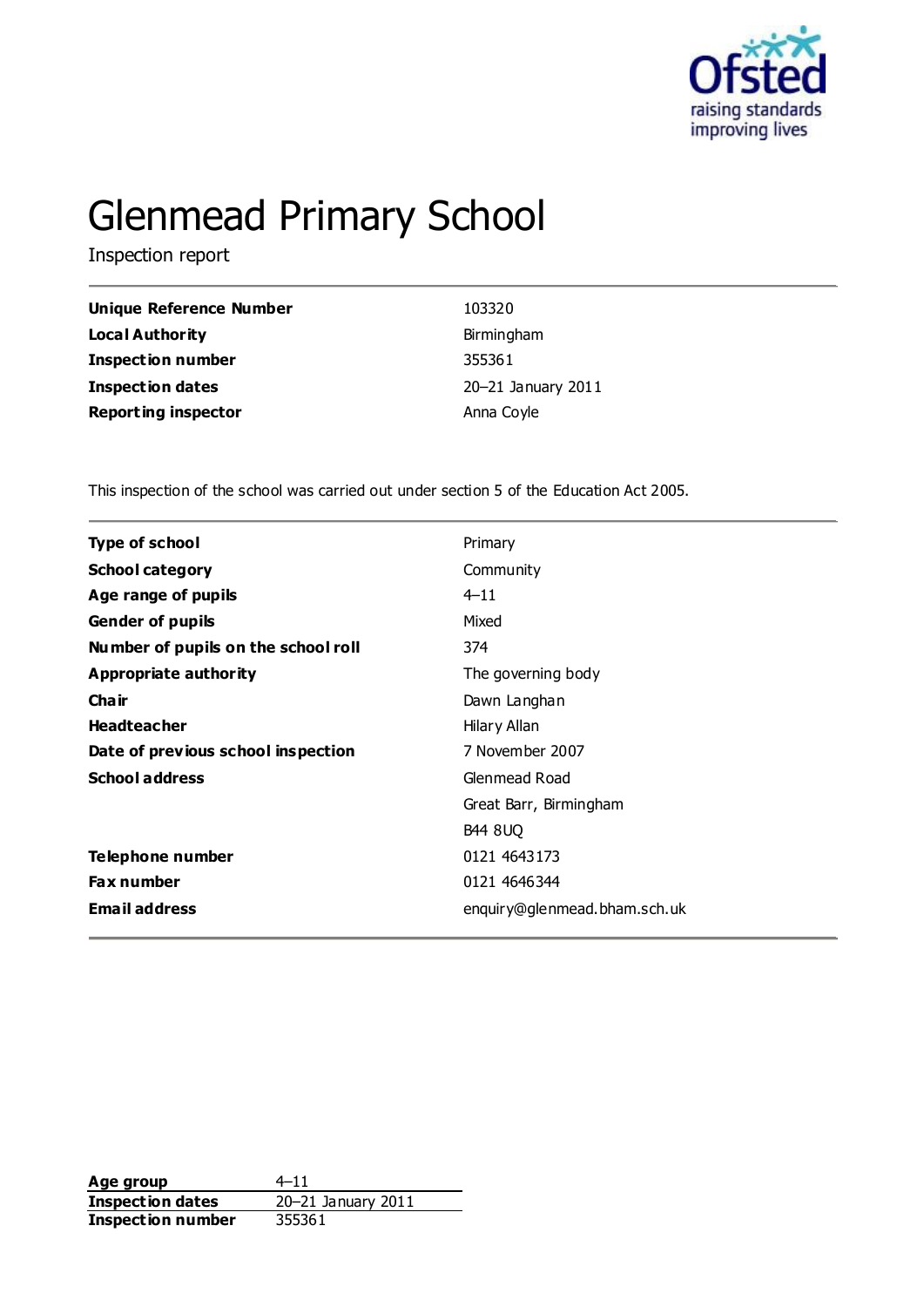Ofsted
raising standards
improving lives

# Glenmead Primary School

Inspection report

| | |
|---|---|
| **Unique Reference Number** | 103320 |
| **Local Authority** | Birmingham |
| **Inspection number** | 355361 |
| **Inspection dates** | 20–21 January 2011 |
| **Reporting inspector** | Anna Coyle |

This inspection of the school was carried out under section 5 of the Education Act 2005.

| | |
|---|---|
| **Type of school** | Primary |
| **School category** | Community |
| **Age range of pupils** | 4–11 |
| **Gender of pupils** | Mixed |
| **Number of pupils on the school roll** | 374 |
| **Appropriate authority** | The governing body |
| **Chair** | Dawn Langhan |
| **Headteacher** | Hilary Allan |
| **Date of previous school inspection** | 7 November 2007 |
| **School address** | Glenmead Road<br>Great Barr, Birmingham<br>B44 8UQ |
| **Telephone number** | 0121 4643173 |
| **Fax number** | 0121 4646344 |
| **Email address** | enquiry@glenmead.bham.sch.uk |

| | |
|---|---|
| **Age group** | 4–11 |
| **Inspection dates** | 20–21 January 2011 |
| **Inspection number** | 355361 |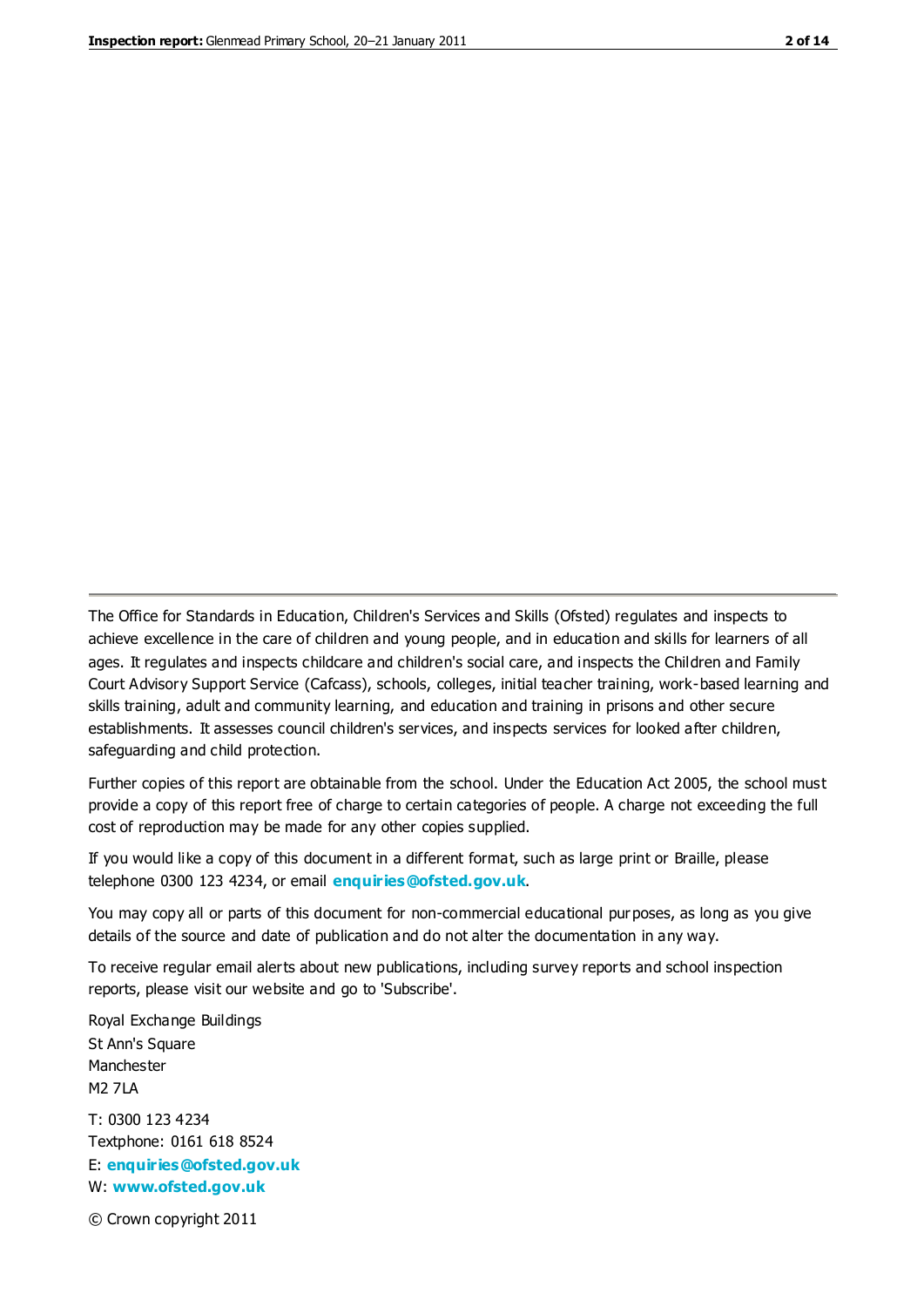The Office for Standards in Education, Children's Services and Skills (Ofsted) regulates and inspects to achieve excellence in the care of children and young people, and in education and skills for learners of all ages. It regulates and inspects childcare and children's social care, and inspects the Children and Family Court Advisory Support Service (Cafcass), schools, colleges, initial teacher training, work-based learning and skills training, adult and community learning, and education and training in prisons and other secure establishments. It assesses council children's services, and inspects services for looked after children, safeguarding and child protection.

Further copies of this report are obtainable from the school. Under the Education Act 2005, the school must provide a copy of this report free of charge to certain categories of people. A charge not exceeding the full cost of reproduction may be made for any other copies supplied.

If you would like a copy of this document in a different format, such as large print or Braille, please telephone 0300 123 4234, or email **enquiries@ofsted.gov.uk**.

You may copy all or parts of this document for non-commercial educational purposes, as long as you give details of the source and date of publication and do not alter the documentation in any way.

To receive regular email alerts about new publications, including survey reports and school inspection reports, please visit our website and go to 'Subscribe'.

Royal Exchange Buildings
St Ann's Square
Manchester
M2 7LA

T: 0300 123 4234
Textphone: 0161 618 8524
E: **enquiries@ofsted.gov.uk**
W: **www.ofsted.gov.uk**

© Crown copyright 2011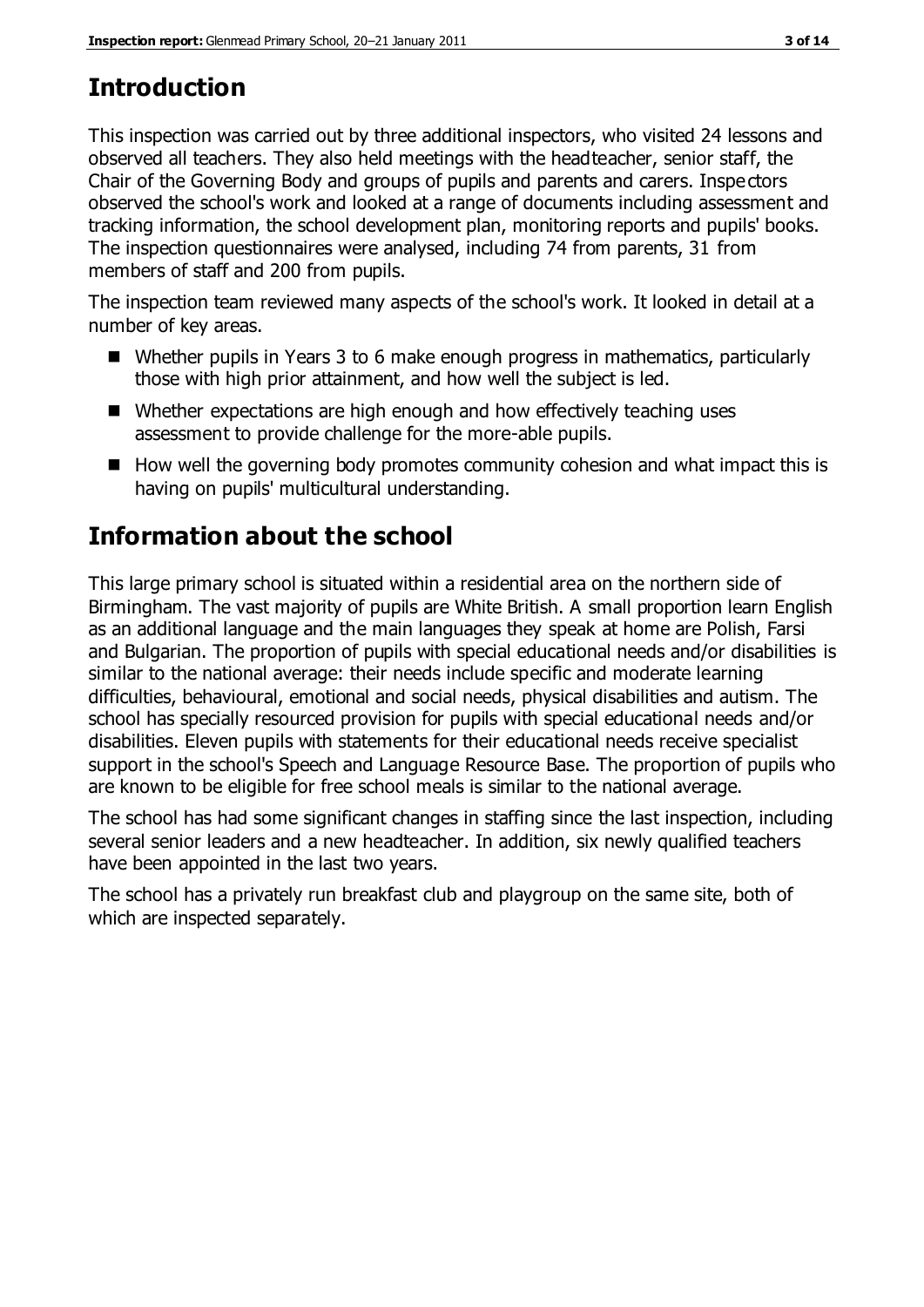## Introduction

This inspection was carried out by three additional inspectors, who visited 24 lessons and observed all teachers. They also held meetings with the headteacher, senior staff, the Chair of the Governing Body and groups of pupils and parents and carers. Inspectors observed the school's work and looked at a range of documents including assessment and tracking information, the school development plan, monitoring reports and pupils' books. The inspection questionnaires were analysed, including 74 from parents, 31 from members of staff and 200 from pupils.

The inspection team reviewed many aspects of the school's work. It looked in detail at a number of key areas.

- Whether pupils in Years 3 to 6 make enough progress in mathematics, particularly those with high prior attainment, and how well the subject is led.
- Whether expectations are high enough and how effectively teaching uses assessment to provide challenge for the more-able pupils.
- How well the governing body promotes community cohesion and what impact this is having on pupils' multicultural understanding.

## Information about the school

This large primary school is situated within a residential area on the northern side of Birmingham. The vast majority of pupils are White British. A small proportion learn English as an additional language and the main languages they speak at home are Polish, Farsi and Bulgarian. The proportion of pupils with special educational needs and/or disabilities is similar to the national average: their needs include specific and moderate learning difficulties, behavioural, emotional and social needs, physical disabilities and autism. The school has specially resourced provision for pupils with special educational needs and/or disabilities. Eleven pupils with statements for their educational needs receive specialist support in the school's Speech and Language Resource Base. The proportion of pupils who are known to be eligible for free school meals is similar to the national average.

The school has had some significant changes in staffing since the last inspection, including several senior leaders and a new headteacher. In addition, six newly qualified teachers have been appointed in the last two years.

The school has a privately run breakfast club and playgroup on the same site, both of which are inspected separately.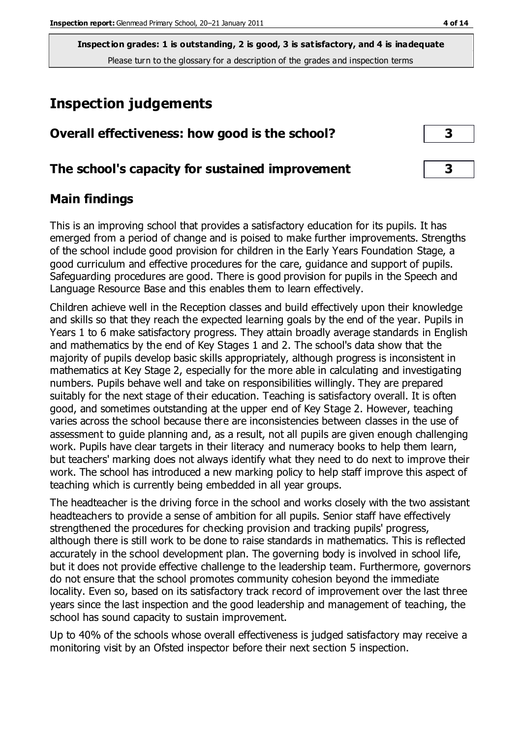Inspection grades: 1 is outstanding, 2 is good, 3 is satisfactory, and 4 is inadequate
Please turn to the glossary for a description of the grades and inspection terms

# Inspection judgements

| Overall effectiveness: how good is the school? | 3 |
|---|---|
| The school's capacity for sustained improvement | 3 |

## Main findings

This is an improving school that provides a satisfactory education for its pupils. It has emerged from a period of change and is poised to make further improvements. Strengths of the school include good provision for children in the Early Years Foundation Stage, a good curriculum and effective procedures for the care, guidance and support of pupils. Safeguarding procedures are good. There is good provision for pupils in the Speech and Language Resource Base and this enables them to learn effectively.

Children achieve well in the Reception classes and build effectively upon their knowledge and skills so that they reach the expected learning goals by the end of the year. Pupils in Years 1 to 6 make satisfactory progress. They attain broadly average standards in English and mathematics by the end of Key Stages 1 and 2. The school's data show that the majority of pupils develop basic skills appropriately, although progress is inconsistent in mathematics at Key Stage 2, especially for the more able in calculating and investigating numbers. Pupils behave well and take on responsibilities willingly. They are prepared suitably for the next stage of their education. Teaching is satisfactory overall. It is often good, and sometimes outstanding at the upper end of Key Stage 2. However, teaching varies across the school because there are inconsistencies between classes in the use of assessment to guide planning and, as a result, not all pupils are given enough challenging work. Pupils have clear targets in their literacy and numeracy books to help them learn, but teachers' marking does not always identify what they need to do next to improve their work. The school has introduced a new marking policy to help staff improve this aspect of teaching which is currently being embedded in all year groups.

The headteacher is the driving force in the school and works closely with the two assistant headteachers to provide a sense of ambition for all pupils. Senior staff have effectively strengthened the procedures for checking provision and tracking pupils' progress, although there is still work to be done to raise standards in mathematics. This is reflected accurately in the school development plan. The governing body is involved in school life, but it does not provide effective challenge to the leadership team. Furthermore, governors do not ensure that the school promotes community cohesion beyond the immediate locality. Even so, based on its satisfactory track record of improvement over the last three years since the last inspection and the good leadership and management of teaching, the school has sound capacity to sustain improvement.

Up to 40% of the schools whose overall effectiveness is judged satisfactory may receive a monitoring visit by an Ofsted inspector before their next section 5 inspection.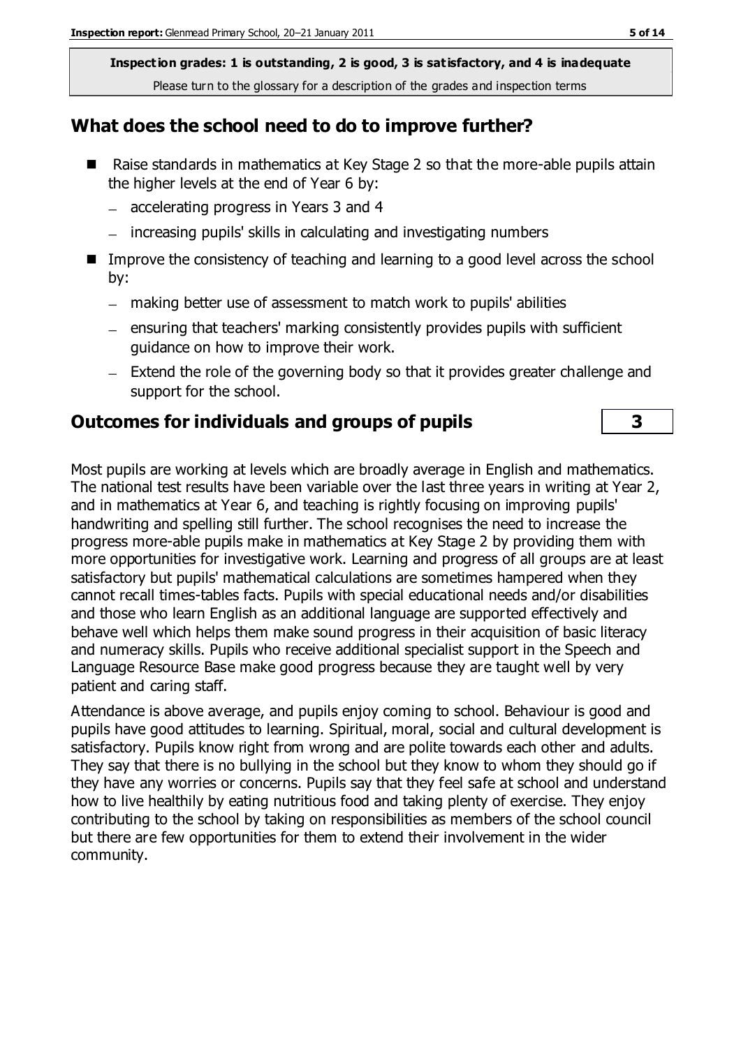**Inspection grades: 1 is outstanding, 2 is good, 3 is satisfactory, and 4 is inadequate**
Please turn to the glossary for a description of the grades and inspection terms

## What does the school need to do to improve further?

- Raise standards in mathematics at Key Stage 2 so that the more-able pupils attain the higher levels at the end of Year 6 by:
  - accelerating progress in Years 3 and 4
  - increasing pupils' skills in calculating and investigating numbers
- Improve the consistency of teaching and learning to a good level across the school by:
  - making better use of assessment to match work to pupils' abilities
  - ensuring that teachers' marking consistently provides pupils with sufficient guidance on how to improve their work.
  - Extend the role of the governing body so that it provides greater challenge and support for the school.

## Outcomes for individuals and groups of pupils — 3

Most pupils are working at levels which are broadly average in English and mathematics. The national test results have been variable over the last three years in writing at Year 2, and in mathematics at Year 6, and teaching is rightly focusing on improving pupils' handwriting and spelling still further. The school recognises the need to increase the progress more-able pupils make in mathematics at Key Stage 2 by providing them with more opportunities for investigative work. Learning and progress of all groups are at least satisfactory but pupils' mathematical calculations are sometimes hampered when they cannot recall times-tables facts. Pupils with special educational needs and/or disabilities and those who learn English as an additional language are supported effectively and behave well which helps them make sound progress in their acquisition of basic literacy and numeracy skills. Pupils who receive additional specialist support in the Speech and Language Resource Base make good progress because they are taught well by very patient and caring staff.

Attendance is above average, and pupils enjoy coming to school. Behaviour is good and pupils have good attitudes to learning. Spiritual, moral, social and cultural development is satisfactory. Pupils know right from wrong and are polite towards each other and adults. They say that there is no bullying in the school but they know to whom they should go if they have any worries or concerns. Pupils say that they feel safe at school and understand how to live healthily by eating nutritious food and taking plenty of exercise. They enjoy contributing to the school by taking on responsibilities as members of the school council but there are few opportunities for them to extend their involvement in the wider community.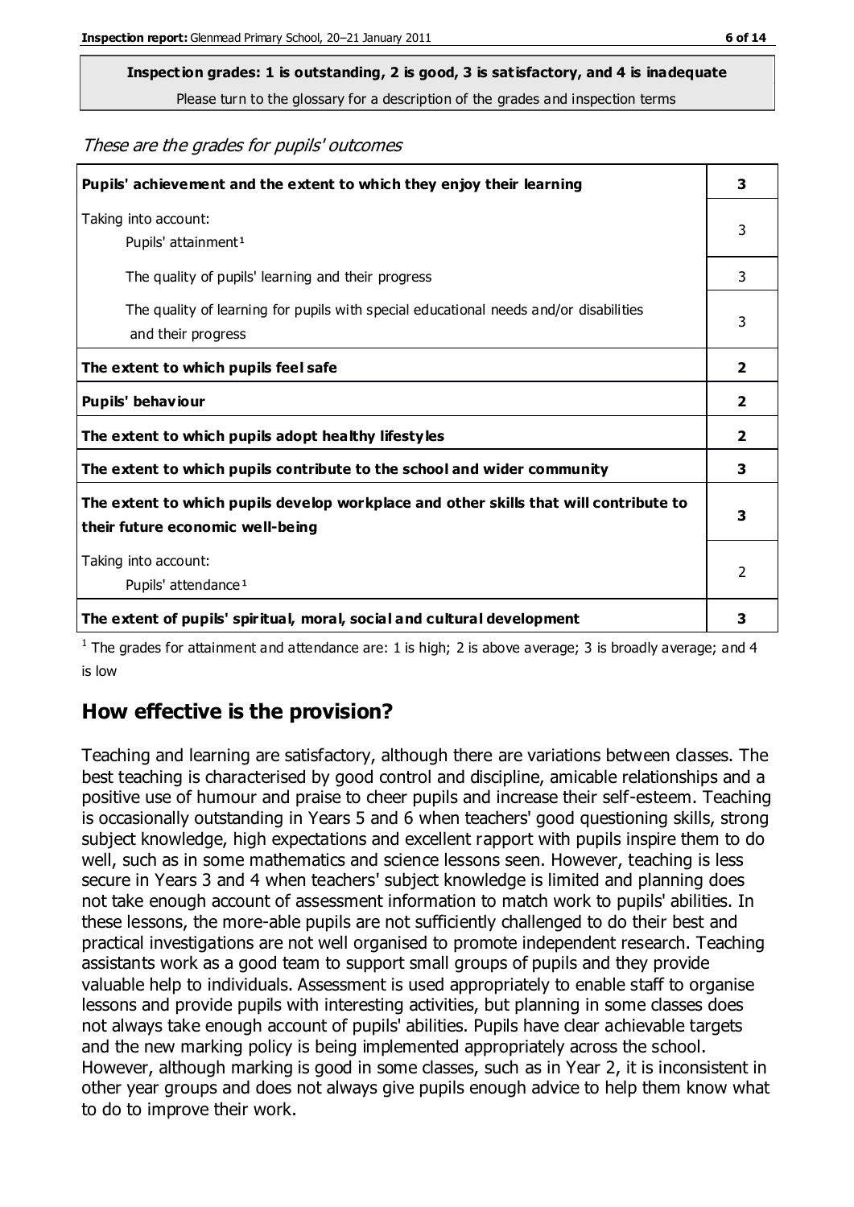**Inspection grades: 1 is outstanding, 2 is good, 3 is satisfactory, and 4 is inadequate**

Please turn to the glossary for a description of the grades and inspection terms

*These are the grades for pupils' outcomes*

| | |
|---|---|
| **Pupils' achievement and the extent to which they enjoy their learning** | **3** |
| Taking into account:<br>Pupils' attainment[1] | 3 |
| The quality of pupils' learning and their progress | 3 |
| The quality of learning for pupils with special educational needs and/or disabilities and their progress | 3 |
| **The extent to which pupils feel safe** | **2** |
| **Pupils' behaviour** | **2** |
| **The extent to which pupils adopt healthy lifestyles** | **2** |
| **The extent to which pupils contribute to the school and wider community** | **3** |
| **The extent to which pupils develop workplace and other skills that will contribute to their future economic well-being** | **3** |
| Taking into account:<br>Pupils' attendance[1] | 2 |
| **The extent of pupils' spiritual, moral, social and cultural development** | **3** |

[1] The grades for attainment and attendance are: 1 is high; 2 is above average; 3 is broadly average; and 4 is low

## How effective is the provision?

Teaching and learning are satisfactory, although there are variations between classes. The best teaching is characterised by good control and discipline, amicable relationships and a positive use of humour and praise to cheer pupils and increase their self-esteem. Teaching is occasionally outstanding in Years 5 and 6 when teachers' good questioning skills, strong subject knowledge, high expectations and excellent rapport with pupils inspire them to do well, such as in some mathematics and science lessons seen. However, teaching is less secure in Years 3 and 4 when teachers' subject knowledge is limited and planning does not take enough account of assessment information to match work to pupils' abilities. In these lessons, the more-able pupils are not sufficiently challenged to do their best and practical investigations are not well organised to promote independent research. Teaching assistants work as a good team to support small groups of pupils and they provide valuable help to individuals. Assessment is used appropriately to enable staff to organise lessons and provide pupils with interesting activities, but planning in some classes does not always take enough account of pupils' abilities. Pupils have clear achievable targets and the new marking policy is being implemented appropriately across the school. However, although marking is good in some classes, such as in Year 2, it is inconsistent in other year groups and does not always give pupils enough advice to help them know what to do to improve their work.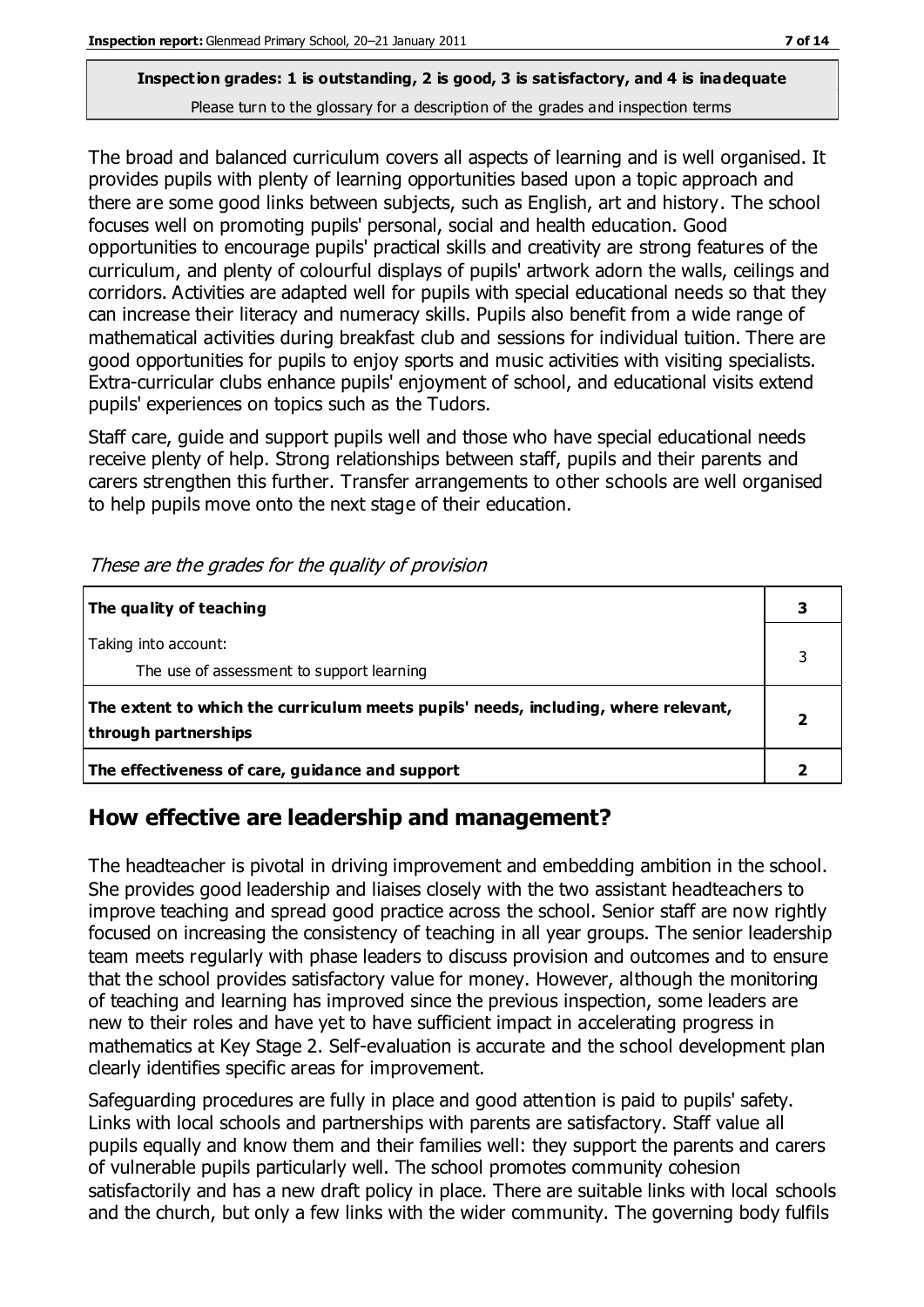**Inspection grades: 1 is outstanding, 2 is good, 3 is satisfactory, and 4 is inadequate**
Please turn to the glossary for a description of the grades and inspection terms

The broad and balanced curriculum covers all aspects of learning and is well organised. It provides pupils with plenty of learning opportunities based upon a topic approach and there are some good links between subjects, such as English, art and history. The school focuses well on promoting pupils' personal, social and health education. Good opportunities to encourage pupils' practical skills and creativity are strong features of the curriculum, and plenty of colourful displays of pupils' artwork adorn the walls, ceilings and corridors. Activities are adapted well for pupils with special educational needs so that they can increase their literacy and numeracy skills. Pupils also benefit from a wide range of mathematical activities during breakfast club and sessions for individual tuition. There are good opportunities for pupils to enjoy sports and music activities with visiting specialists. Extra-curricular clubs enhance pupils' enjoyment of school, and educational visits extend pupils' experiences on topics such as the Tudors.

Staff care, guide and support pupils well and those who have special educational needs receive plenty of help. Strong relationships between staff, pupils and their parents and carers strengthen this further. Transfer arrangements to other schools are well organised to help pupils move onto the next stage of their education.

*These are the grades for the quality of provision*

| | |
|---|---|
| **The quality of teaching** | **3** |
| Taking into account: The use of assessment to support learning | 3 |
| **The extent to which the curriculum meets pupils' needs, including, where relevant, through partnerships** | **2** |
| **The effectiveness of care, guidance and support** | **2** |

## How effective are leadership and management?

The headteacher is pivotal in driving improvement and embedding ambition in the school. She provides good leadership and liaises closely with the two assistant headteachers to improve teaching and spread good practice across the school. Senior staff are now rightly focused on increasing the consistency of teaching in all year groups. The senior leadership team meets regularly with phase leaders to discuss provision and outcomes and to ensure that the school provides satisfactory value for money. However, although the monitoring of teaching and learning has improved since the previous inspection, some leaders are new to their roles and have yet to have sufficient impact in accelerating progress in mathematics at Key Stage 2. Self-evaluation is accurate and the school development plan clearly identifies specific areas for improvement.

Safeguarding procedures are fully in place and good attention is paid to pupils' safety. Links with local schools and partnerships with parents are satisfactory. Staff value all pupils equally and know them and their families well: they support the parents and carers of vulnerable pupils particularly well. The school promotes community cohesion satisfactorily and has a new draft policy in place. There are suitable links with local schools and the church, but only a few links with the wider community. The governing body fulfils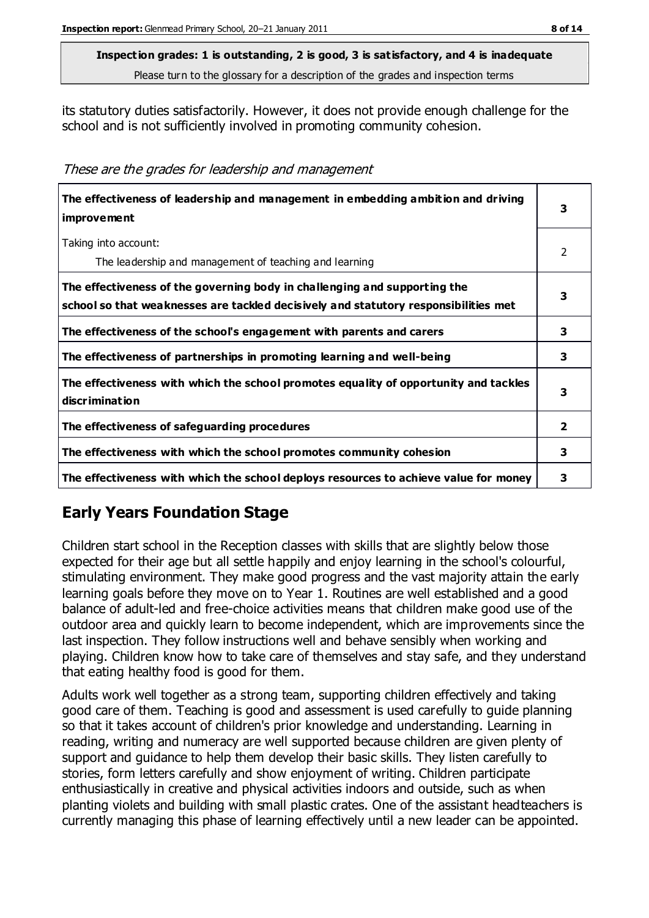**Inspection grades: 1 is outstanding, 2 is good, 3 is satisfactory, and 4 is inadequate**
Please turn to the glossary for a description of the grades and inspection terms

its statutory duties satisfactorily. However, it does not provide enough challenge for the school and is not sufficiently involved in promoting community cohesion.

*These are the grades for leadership and management*

| | |
|---|---|
| **The effectiveness of leadership and management in embedding ambition and driving improvement** | **3** |
| Taking into account:<br>The leadership and management of teaching and learning | 2 |
| **The effectiveness of the governing body in challenging and supporting the school so that weaknesses are tackled decisively and statutory responsibilities met** | **3** |
| **The effectiveness of the school's engagement with parents and carers** | **3** |
| **The effectiveness of partnerships in promoting learning and well-being** | **3** |
| **The effectiveness with which the school promotes equality of opportunity and tackles discrimination** | **3** |
| **The effectiveness of safeguarding procedures** | **2** |
| **The effectiveness with which the school promotes community cohesion** | **3** |
| **The effectiveness with which the school deploys resources to achieve value for money** | **3** |

## Early Years Foundation Stage

Children start school in the Reception classes with skills that are slightly below those expected for their age but all settle happily and enjoy learning in the school's colourful, stimulating environment. They make good progress and the vast majority attain the early learning goals before they move on to Year 1. Routines are well established and a good balance of adult-led and free-choice activities means that children make good use of the outdoor area and quickly learn to become independent, which are improvements since the last inspection. They follow instructions well and behave sensibly when working and playing. Children know how to take care of themselves and stay safe, and they understand that eating healthy food is good for them.

Adults work well together as a strong team, supporting children effectively and taking good care of them. Teaching is good and assessment is used carefully to guide planning so that it takes account of children's prior knowledge and understanding. Learning in reading, writing and numeracy are well supported because children are given plenty of support and guidance to help them develop their basic skills. They listen carefully to stories, form letters carefully and show enjoyment of writing. Children participate enthusiastically in creative and physical activities indoors and outside, such as when planting violets and building with small plastic crates. One of the assistant headteachers is currently managing this phase of learning effectively until a new leader can be appointed.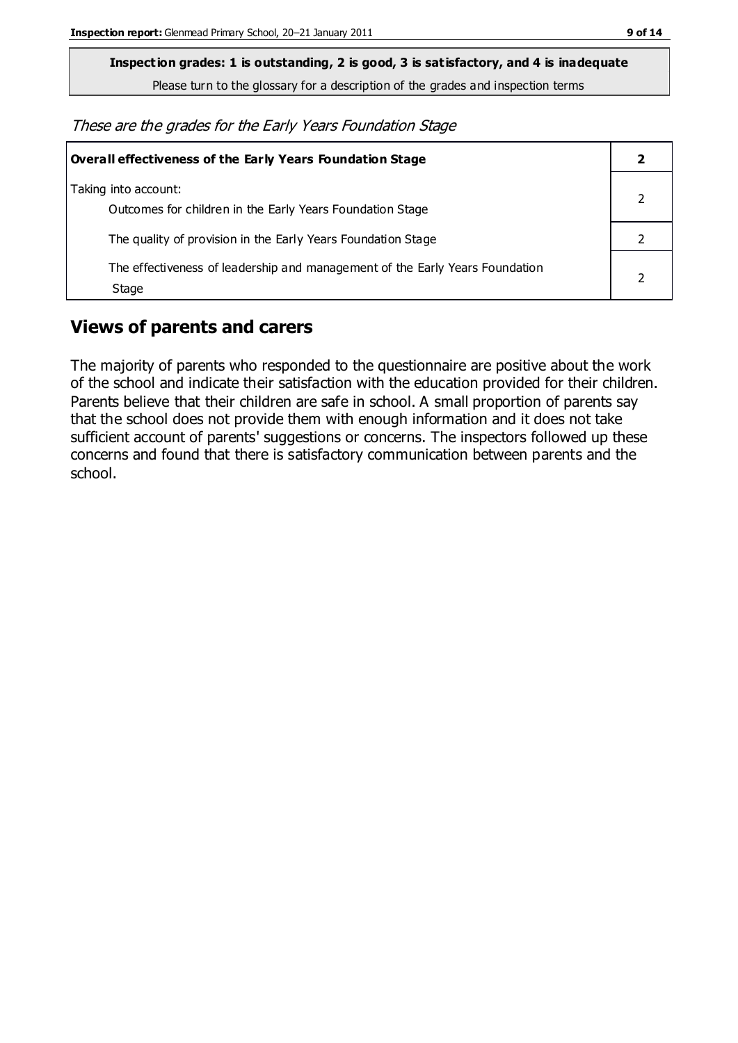**Inspection grades: 1 is outstanding, 2 is good, 3 is satisfactory, and 4 is inadequate**

Please turn to the glossary for a description of the grades and inspection terms

*These are the grades for the Early Years Foundation Stage*

| **Overall effectiveness of the Early Years Foundation Stage** | **2** |
|---|---|
| Taking into account:<br>Outcomes for children in the Early Years Foundation Stage | 2 |
| The quality of provision in the Early Years Foundation Stage | 2 |
| The effectiveness of leadership and management of the Early Years Foundation Stage | 2 |

## Views of parents and carers

The majority of parents who responded to the questionnaire are positive about the work of the school and indicate their satisfaction with the education provided for their children. Parents believe that their children are safe in school. A small proportion of parents say that the school does not provide them with enough information and it does not take sufficient account of parents' suggestions or concerns. The inspectors followed up these concerns and found that there is satisfactory communication between parents and the school.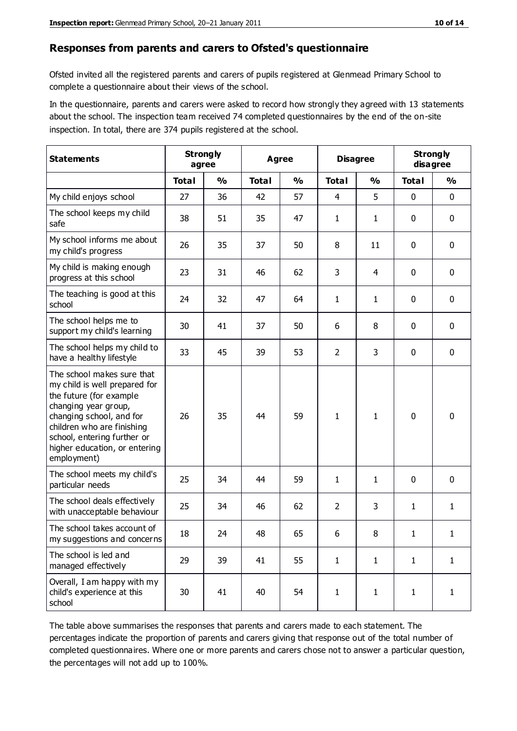## Responses from parents and carers to Ofsted's questionnaire

Ofsted invited all the registered parents and carers of pupils registered at Glenmead Primary School to complete a questionnaire about their views of the school.

In the questionnaire, parents and carers were asked to record how strongly they agreed with 13 statements about the school. The inspection team received 74 completed questionnaires by the end of the on-site inspection. In total, there are 374 pupils registered at the school.

| Statements | Strongly agree | | Agree | | Disagree | | Strongly disagree | |
|---|---|---|---|---|---|---|---|---|
| | Total | % | Total | % | Total | % | Total | % |
| My child enjoys school | 27 | 36 | 42 | 57 | 4 | 5 | 0 | 0 |
| The school keeps my child safe | 38 | 51 | 35 | 47 | 1 | 1 | 0 | 0 |
| My school informs me about my child's progress | 26 | 35 | 37 | 50 | 8 | 11 | 0 | 0 |
| My child is making enough progress at this school | 23 | 31 | 46 | 62 | 3 | 4 | 0 | 0 |
| The teaching is good at this school | 24 | 32 | 47 | 64 | 1 | 1 | 0 | 0 |
| The school helps me to support my child's learning | 30 | 41 | 37 | 50 | 6 | 8 | 0 | 0 |
| The school helps my child to have a healthy lifestyle | 33 | 45 | 39 | 53 | 2 | 3 | 0 | 0 |
| The school makes sure that my child is well prepared for the future (for example changing year group, changing school, and for children who are finishing school, entering further or higher education, or entering employment) | 26 | 35 | 44 | 59 | 1 | 1 | 0 | 0 |
| The school meets my child's particular needs | 25 | 34 | 44 | 59 | 1 | 1 | 0 | 0 |
| The school deals effectively with unacceptable behaviour | 25 | 34 | 46 | 62 | 2 | 3 | 1 | 1 |
| The school takes account of my suggestions and concerns | 18 | 24 | 48 | 65 | 6 | 8 | 1 | 1 |
| The school is led and managed effectively | 29 | 39 | 41 | 55 | 1 | 1 | 1 | 1 |
| Overall, I am happy with my child's experience at this school | 30 | 41 | 40 | 54 | 1 | 1 | 1 | 1 |

The table above summarises the responses that parents and carers made to each statement. The percentages indicate the proportion of parents and carers giving that response out of the total number of completed questionnaires. Where one or more parents and carers chose not to answer a particular question, the percentages will not add up to 100%.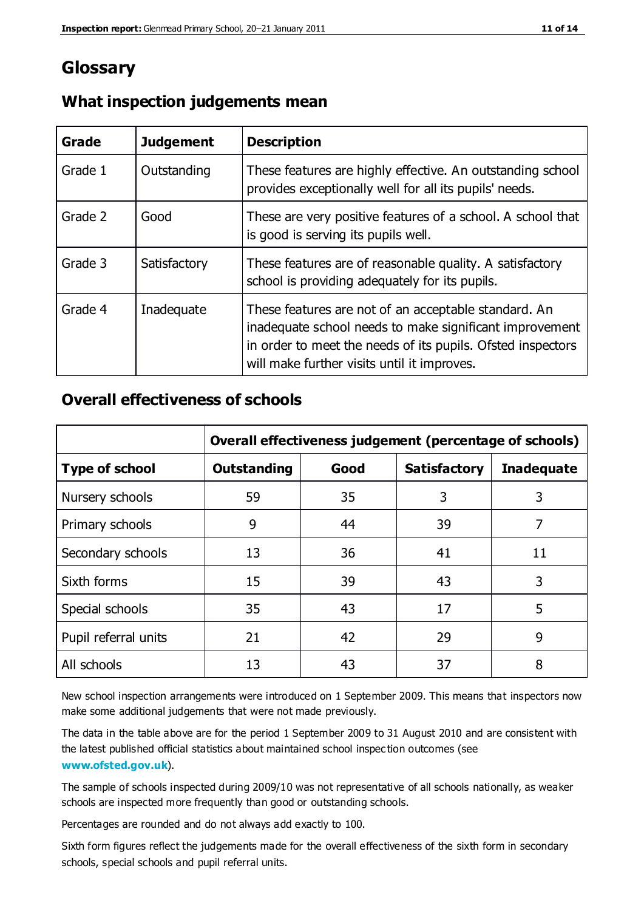# Glossary

## What inspection judgements mean

| Grade | Judgement | Description |
|---|---|---|
| Grade 1 | Outstanding | These features are highly effective. An outstanding school provides exceptionally well for all its pupils' needs. |
| Grade 2 | Good | These are very positive features of a school. A school that is good is serving its pupils well. |
| Grade 3 | Satisfactory | These features are of reasonable quality. A satisfactory school is providing adequately for its pupils. |
| Grade 4 | Inadequate | These features are not of an acceptable standard. An inadequate school needs to make significant improvement in order to meet the needs of its pupils. Ofsted inspectors will make further visits until it improves. |

## Overall effectiveness of schools

| | Overall effectiveness judgement (percentage of schools) | | | |
|---|---|---|---|---|
| **Type of school** | **Outstanding** | **Good** | **Satisfactory** | **Inadequate** |
| Nursery schools | 59 | 35 | 3 | 3 |
| Primary schools | 9 | 44 | 39 | 7 |
| Secondary schools | 13 | 36 | 41 | 11 |
| Sixth forms | 15 | 39 | 43 | 3 |
| Special schools | 35 | 43 | 17 | 5 |
| Pupil referral units | 21 | 42 | 29 | 9 |
| All schools | 13 | 43 | 37 | 8 |

New school inspection arrangements were introduced on 1 September 2009. This means that inspectors now make some additional judgements that were not made previously.

The data in the table above are for the period 1 September 2009 to 31 August 2010 and are consistent with the latest published official statistics about maintained school inspection outcomes (see **www.ofsted.gov.uk**).

The sample of schools inspected during 2009/10 was not representative of all schools nationally, as weaker schools are inspected more frequently than good or outstanding schools.

Percentages are rounded and do not always add exactly to 100.

Sixth form figures reflect the judgements made for the overall effectiveness of the sixth form in secondary schools, special schools and pupil referral units.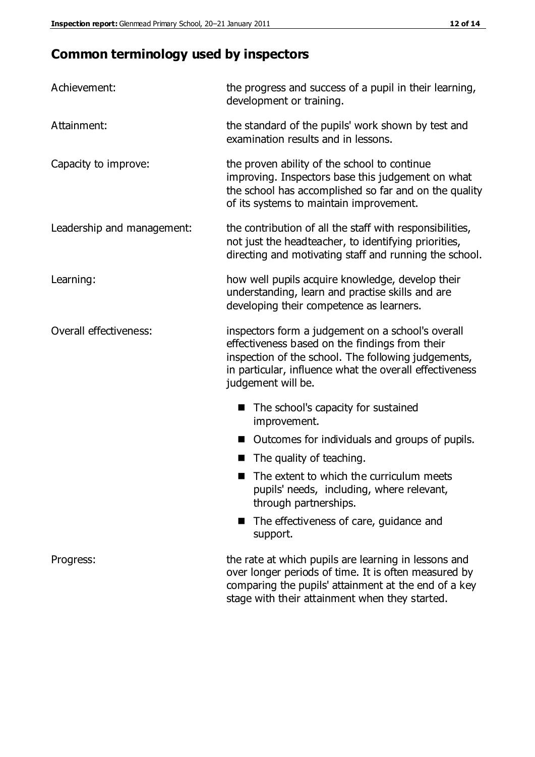## Common terminology used by inspectors

| | |
|---|---|
| Achievement: | the progress and success of a pupil in their learning, development or training. |
| Attainment: | the standard of the pupils' work shown by test and examination results and in lessons. |
| Capacity to improve: | the proven ability of the school to continue improving. Inspectors base this judgement on what the school has accomplished so far and on the quality of its systems to maintain improvement. |
| Leadership and management: | the contribution of all the staff with responsibilities, not just the headteacher, to identifying priorities, directing and motivating staff and running the school. |
| Learning: | how well pupils acquire knowledge, develop their understanding, learn and practise skills and are developing their competence as learners. |
| Overall effectiveness: | inspectors form a judgement on a school's overall effectiveness based on the findings from their inspection of the school. The following judgements, in particular, influence what the overall effectiveness judgement will be. |

- The school's capacity for sustained improvement.
- Outcomes for individuals and groups of pupils.
- The quality of teaching.
- The extent to which the curriculum meets pupils' needs, including, where relevant, through partnerships.
- The effectiveness of care, guidance and support.

| | |
|---|---|
| Progress: | the rate at which pupils are learning in lessons and over longer periods of time. It is often measured by comparing the pupils' attainment at the end of a key stage with their attainment when they started. |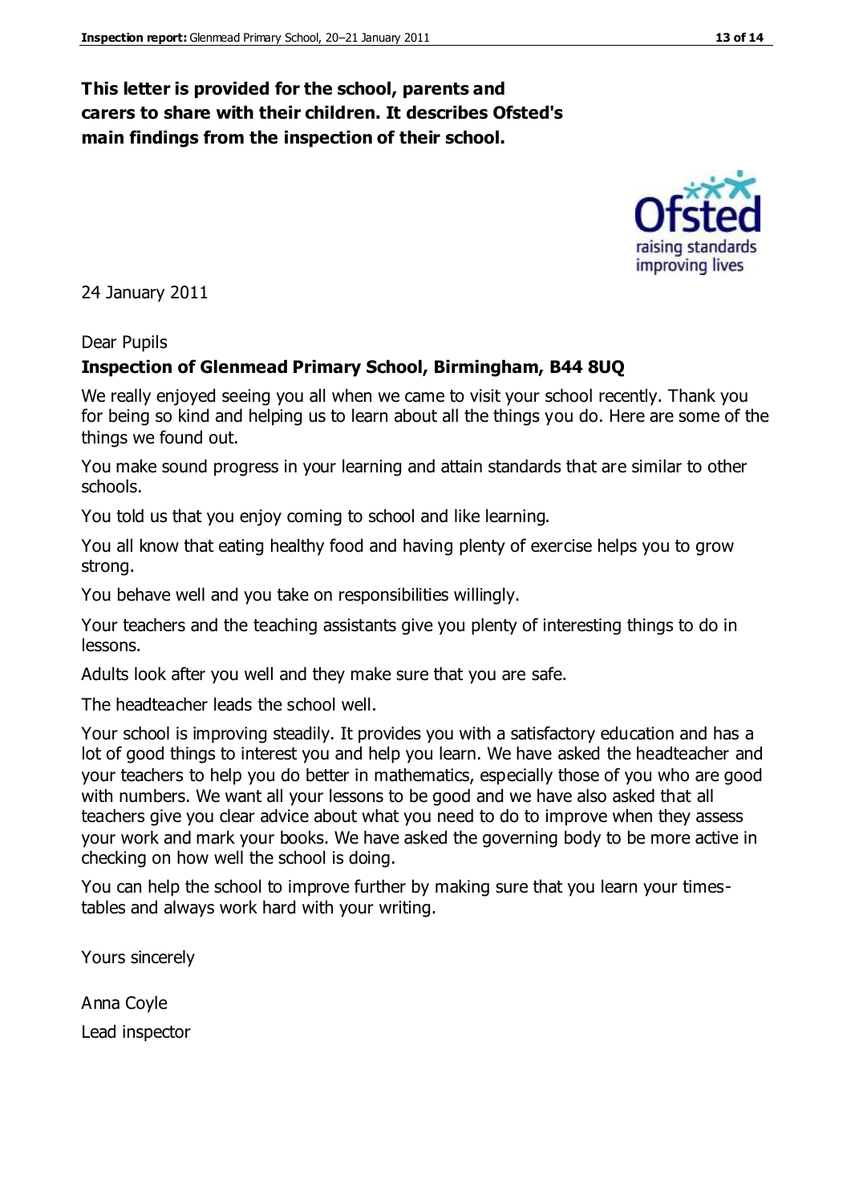**This letter is provided for the school, parents and carers to share with their children. It describes Ofsted's main findings from the inspection of their school.**

24 January 2011

Dear Pupils

**Inspection of Glenmead Primary School, Birmingham, B44 8UQ**

We really enjoyed seeing you all when we came to visit your school recently. Thank you for being so kind and helping us to learn about all the things you do. Here are some of the things we found out.

You make sound progress in your learning and attain standards that are similar to other schools.

You told us that you enjoy coming to school and like learning.

You all know that eating healthy food and having plenty of exercise helps you to grow strong.

You behave well and you take on responsibilities willingly.

Your teachers and the teaching assistants give you plenty of interesting things to do in lessons.

Adults look after you well and they make sure that you are safe.

The headteacher leads the school well.

Your school is improving steadily. It provides you with a satisfactory education and has a lot of good things to interest you and help you learn. We have asked the headteacher and your teachers to help you do better in mathematics, especially those of you who are good with numbers. We want all your lessons to be good and we have also asked that all teachers give you clear advice about what you need to do to improve when they assess your work and mark your books. We have asked the governing body to be more active in checking on how well the school is doing.

You can help the school to improve further by making sure that you learn your times-tables and always work hard with your writing.

Yours sincerely

Anna Coyle

Lead inspector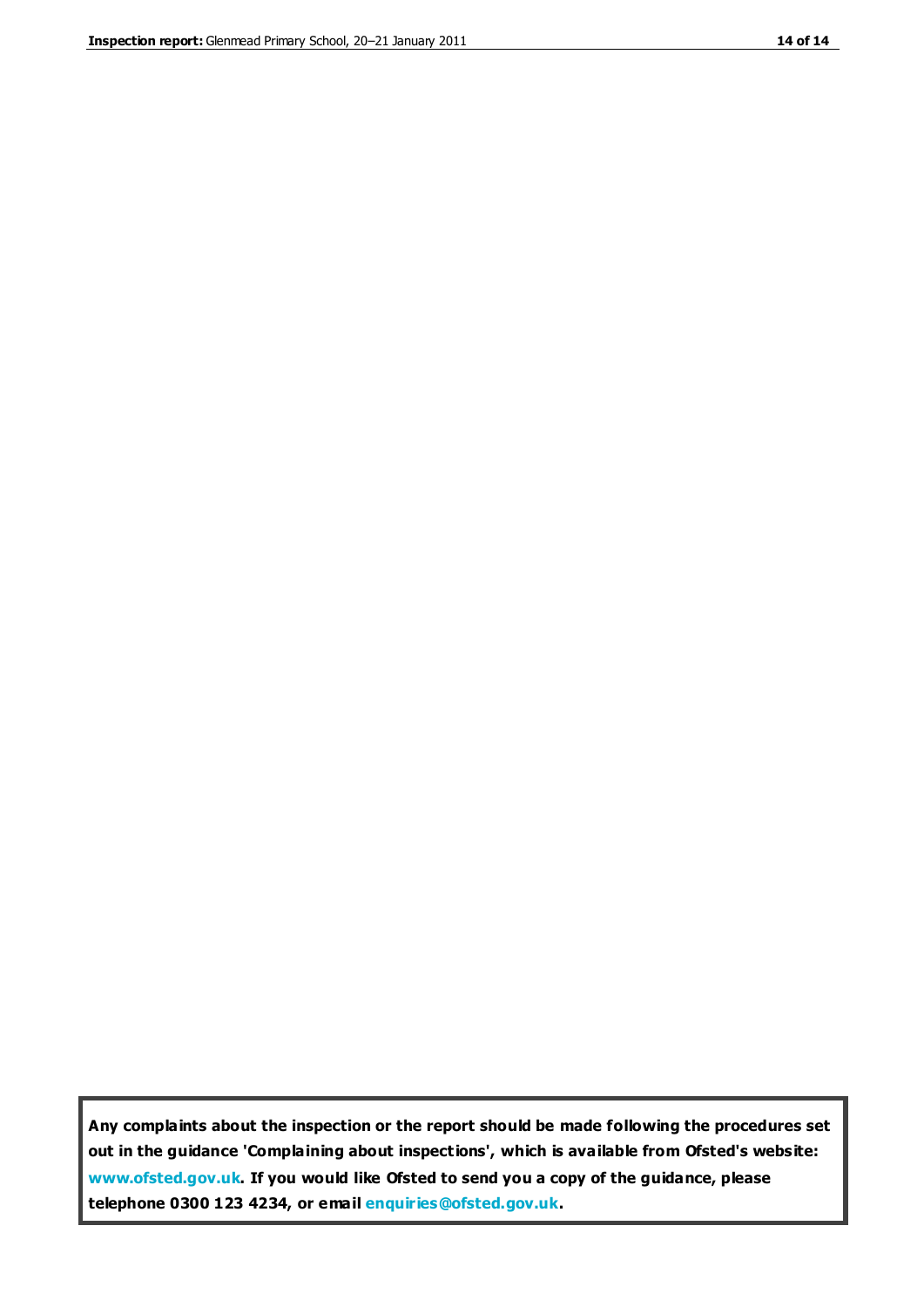**Any complaints about the inspection or the report should be made following the procedures set out in the guidance 'Complaining about inspections', which is available from Ofsted's website: www.ofsted.gov.uk. If you would like Ofsted to send you a copy of the guidance, please telephone 0300 123 4234, or email enquiries@ofsted.gov.uk.**